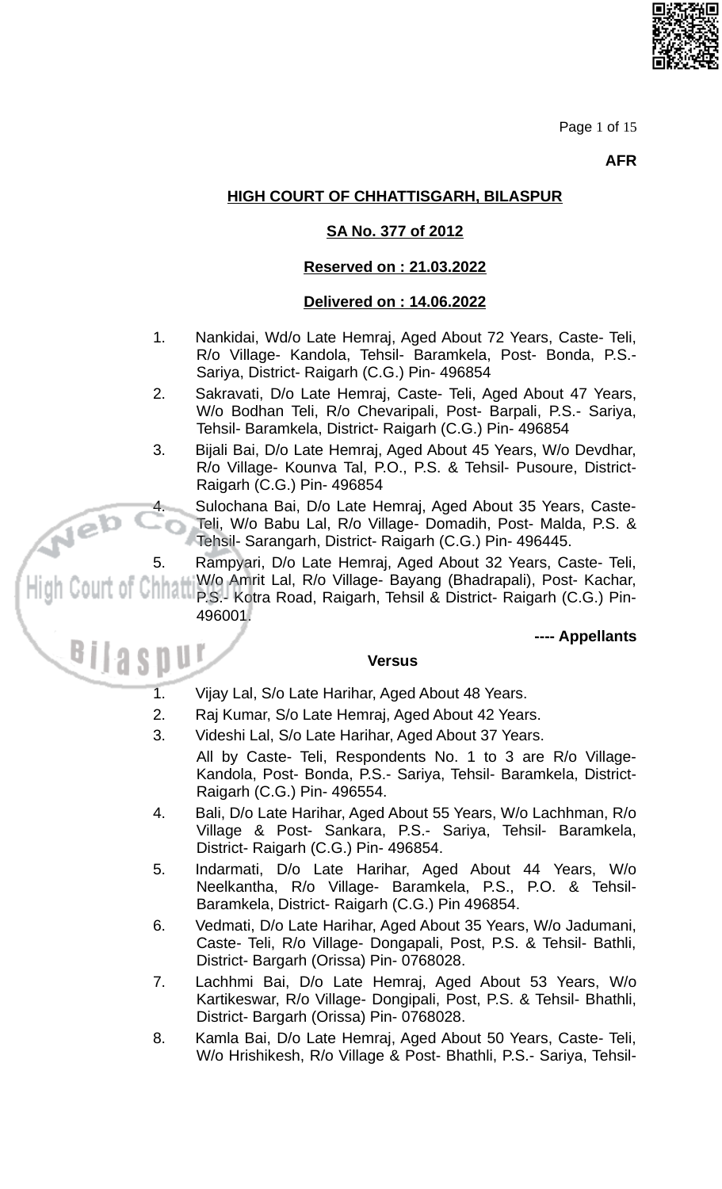**AFR**

**HIGH COURT OF CHHATTISGARH, BILASPUR**

**SA No. 377 of 2012**

**Reserved on : 21.03.2022**

**Delivered on : 14.06.2022**

1. Nankidai, Wd/o Late Hemraj, Aged About 72 Years, Caste- Teli, R/o Village- Kandola, Tehsil- Baramkela, Post- Bonda, P.S.- Sariya, District- Raigarh (C.G.) Pin- 496854
2. Sakravati, D/o Late Hemraj, Caste- Teli, Aged About 47 Years, W/o Bodhan Teli, R/o Chevaripali, Post- Barpali, P.S.- Sariya, Tehsil- Baramkela, District- Raigarh (C.G.) Pin- 496854
3. Bijali Bai, D/o Late Hemraj, Aged About 45 Years, W/o Devdhar, R/o Village- Kounva Tal, P.O., P.S. & Tehsil- Pusoure, District- Raigarh (C.G.) Pin- 496854
4. Sulochana Bai, D/o Late Hemraj, Aged About 35 Years, Caste- Teli, W/o Babu Lal, R/o Village- Domadih, Post- Malda, P.S. & Tehsil- Sarangarh, District- Raigarh (C.G.) Pin- 496445.
5. Rampyari, D/o Late Hemraj, Aged About 32 Years, Caste- Teli, W/o Amrit Lal, R/o Village- Bayang (Bhadrapali), Post- Kachar, P.S.- Kotra Road, Raigarh, Tehsil & District- Raigarh (C.G.) Pin- 496001.

**---- Appellants**

**Versus**

1. Vijay Lal, S/o Late Harihar, Aged About 48 Years.
2. Raj Kumar, S/o Late Hemraj, Aged About 42 Years.
3. Videshi Lal, S/o Late Harihar, Aged About 37 Years.

   All by Caste- Teli, Respondents No. 1 to 3 are R/o Village- Kandola, Post- Bonda, P.S.- Sariya, Tehsil- Baramkela, District- Raigarh (C.G.) Pin- 496554.
4. Bali, D/o Late Harihar, Aged About 55 Years, W/o Lachhman, R/o Village & Post- Sankara, P.S.- Sariya, Tehsil- Baramkela, District- Raigarh (C.G.) Pin- 496854.
5. Indarmati, D/o Late Harihar, Aged About 44 Years, W/o Neelkantha, R/o Village- Baramkela, P.S., P.O. & Tehsil- Baramkela, District- Raigarh (C.G.) Pin 496854.
6. Vedmati, D/o Late Harihar, Aged About 35 Years, W/o Jadumani, Caste- Teli, R/o Village- Dongapali, Post, P.S. & Tehsil- Bathli, District- Bargarh (Orissa) Pin- 0768028.
7. Lachhmi Bai, D/o Late Hemraj, Aged About 53 Years, W/o Kartikeswar, R/o Village- Dongipali, Post, P.S. & Tehsil- Bhathli, District- Bargarh (Orissa) Pin- 0768028.
8. Kamla Bai, D/o Late Hemraj, Aged About 50 Years, Caste- Teli, W/o Hrishikesh, R/o Village & Post- Bhathli, P.S.- Sariya, Tehsil-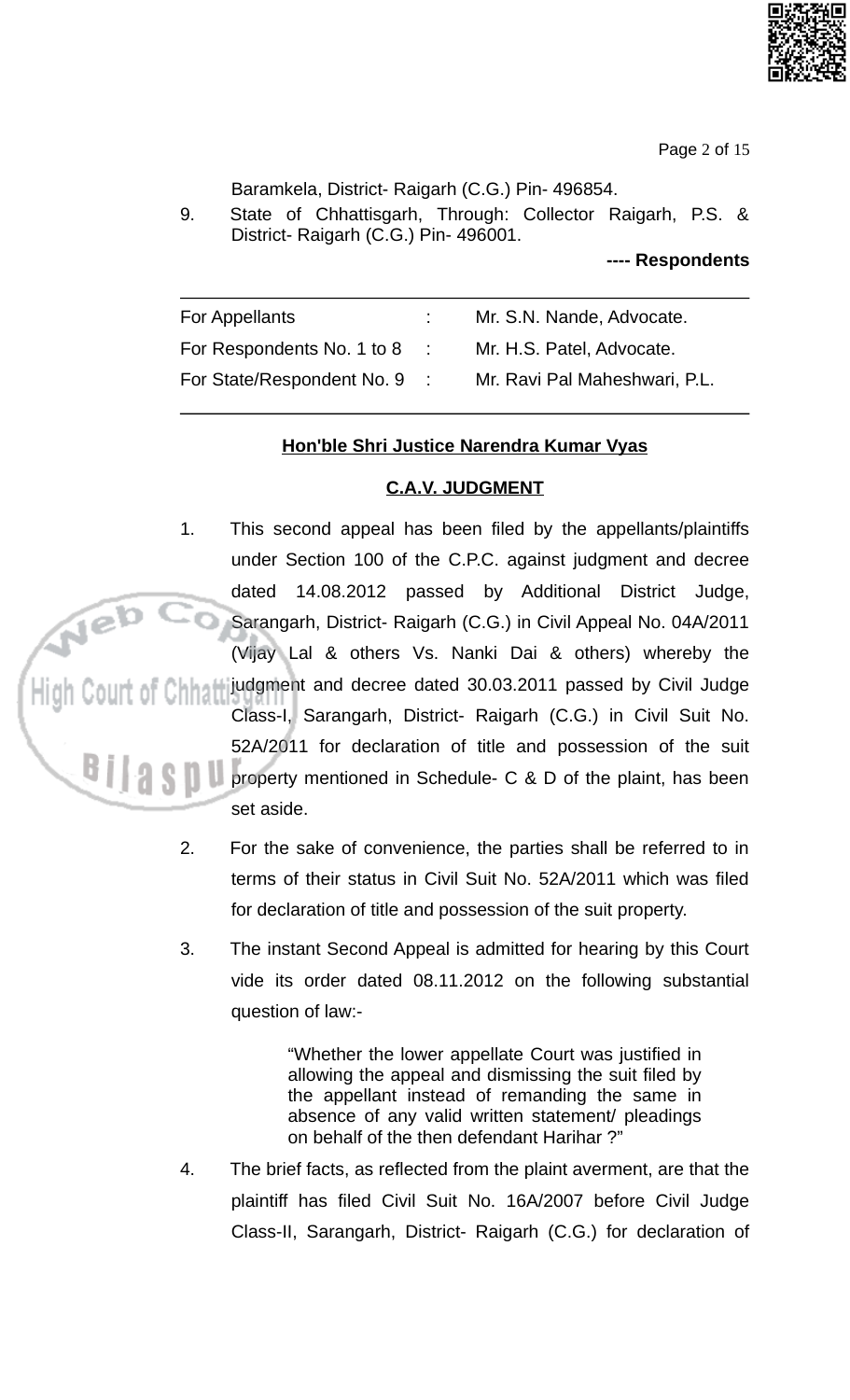Baramkela, District- Raigarh (C.G.) Pin- 496854.

9. State of Chhattisgarh, Through: Collector Raigarh, P.S. & District- Raigarh (C.G.) Pin- 496001.

**---- Respondents**

---

| | | |
|---|---|---|
| For Appellants | : | Mr. S.N. Nande, Advocate. |
| For Respondents No. 1 to 8 | : | Mr. H.S. Patel, Advocate. |
| For State/Respondent No. 9 | : | Mr. Ravi Pal Maheshwari, P.L. |

---

**Hon'ble Shri Justice Narendra Kumar Vyas**

**C.A.V. JUDGMENT**

1. This second appeal has been filed by the appellants/plaintiffs under Section 100 of the C.P.C. against judgment and decree dated 14.08.2012 passed by Additional District Judge, Sarangarh, District- Raigarh (C.G.) in Civil Appeal No. 04A/2011 (Vijay Lal & others Vs. Nanki Dai & others) whereby the judgment and decree dated 30.03.2011 passed by Civil Judge Class-I, Sarangarh, District- Raigarh (C.G.) in Civil Suit No. 52A/2011 for declaration of title and possession of the suit property mentioned in Schedule- C & D of the plaint, has been set aside.

2. For the sake of convenience, the parties shall be referred to in terms of their status in Civil Suit No. 52A/2011 which was filed for declaration of title and possession of the suit property.

3. The instant Second Appeal is admitted for hearing by this Court vide its order dated 08.11.2012 on the following substantial question of law:-

> "Whether the lower appellate Court was justified in allowing the appeal and dismissing the suit filed by the appellant instead of remanding the same in absence of any valid written statement/ pleadings on behalf of the then defendant Harihar ?"

4. The brief facts, as reflected from the plaint averment, are that the plaintiff has filed Civil Suit No. 16A/2007 before Civil Judge Class-II, Sarangarh, District- Raigarh (C.G.) for declaration of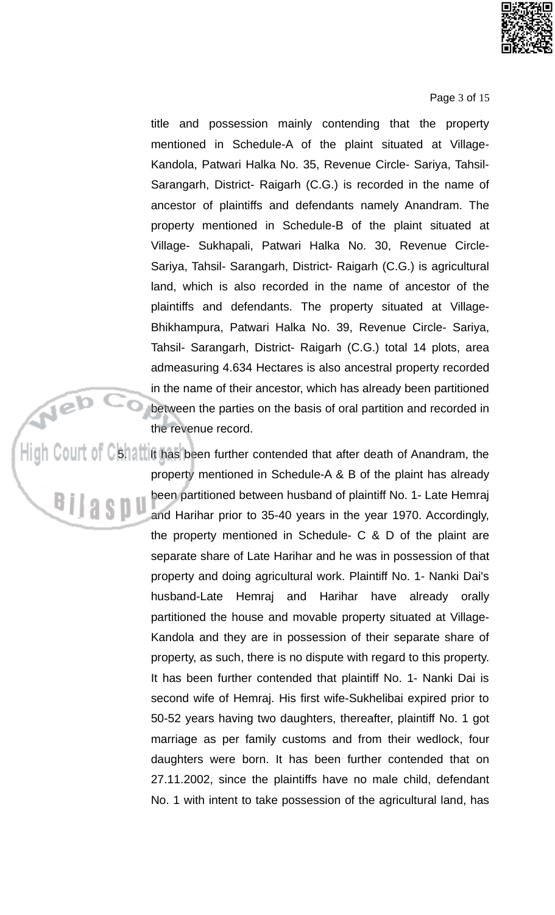title and possession mainly contending that the property mentioned in Schedule-A of the plaint situated at Village- Kandola, Patwari Halka No. 35, Revenue Circle- Sariya, Tahsil- Sarangarh, District- Raigarh (C.G.) is recorded in the name of ancestor of plaintiffs and defendants namely Anandram. The property mentioned in Schedule-B of the plaint situated at Village- Sukhapali, Patwari Halka No. 30, Revenue Circle- Sariya, Tahsil- Sarangarh, District- Raigarh (C.G.) is agricultural land, which is also recorded in the name of ancestor of the plaintiffs and defendants. The property situated at Village- Bhikhampura, Patwari Halka No. 39, Revenue Circle- Sariya, Tahsil- Sarangarh, District- Raigarh (C.G.) total 14 plots, area admeasuring 4.634 Hectares is also ancestral property recorded in the name of their ancestor, which has already been partitioned between the parties on the basis of oral partition and recorded in the revenue record.

5. It has been further contended that after death of Anandram, the property mentioned in Schedule-A & B of the plaint has already been partitioned between husband of plaintiff No. 1- Late Hemraj and Harihar prior to 35-40 years in the year 1970. Accordingly, the property mentioned in Schedule- C & D of the plaint are separate share of Late Harihar and he was in possession of that property and doing agricultural work. Plaintiff No. 1- Nanki Dai's husband-Late Hemraj and Harihar have already orally partitioned the house and movable property situated at Village- Kandola and they are in possession of their separate share of property, as such, there is no dispute with regard to this property. It has been further contended that plaintiff No. 1- Nanki Dai is second wife of Hemraj. His first wife-Sukhelibai expired prior to 50-52 years having two daughters, thereafter, plaintiff No. 1 got marriage as per family customs and from their wedlock, four daughters were born. It has been further contended that on 27.11.2002, since the plaintiffs have no male child, defendant No. 1 with intent to take possession of the agricultural land, has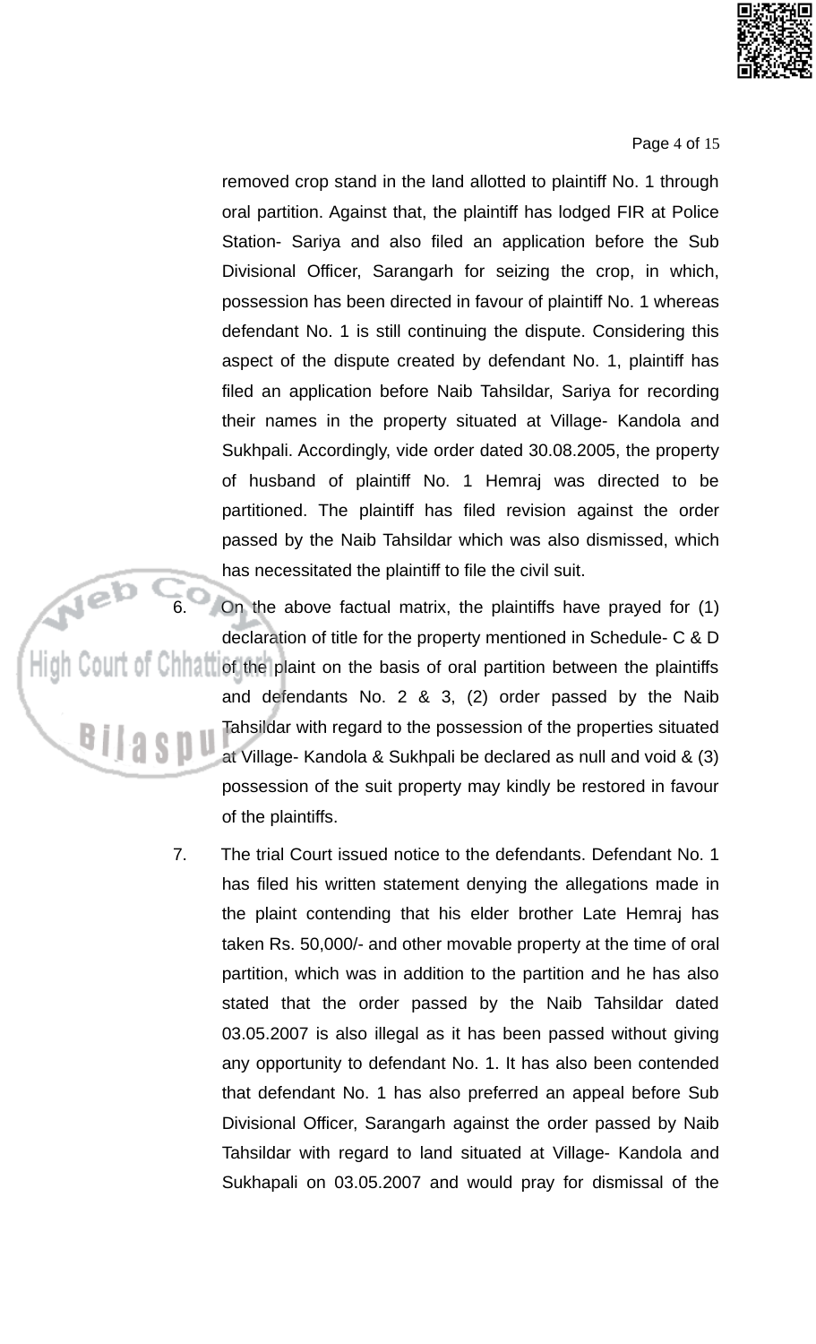removed crop stand in the land allotted to plaintiff No. 1 through oral partition. Against that, the plaintiff has lodged FIR at Police Station- Sariya and also filed an application before the Sub Divisional Officer, Sarangarh for seizing the crop, in which, possession has been directed in favour of plaintiff No. 1 whereas defendant No. 1 is still continuing the dispute. Considering this aspect of the dispute created by defendant No. 1, plaintiff has filed an application before Naib Tahsildar, Sariya for recording their names in the property situated at Village- Kandola and Sukhpali. Accordingly, vide order dated 30.08.2005, the property of husband of plaintiff No. 1 Hemraj was directed to be partitioned. The plaintiff has filed revision against the order passed by the Naib Tahsildar which was also dismissed, which has necessitated the plaintiff to file the civil suit.

6. On the above factual matrix, the plaintiffs have prayed for (1) declaration of title for the property mentioned in Schedule- C & D of the plaint on the basis of oral partition between the plaintiffs and defendants No. 2 & 3, (2) order passed by the Naib Tahsildar with regard to the possession of the properties situated at Village- Kandola & Sukhpali be declared as null and void & (3) possession of the suit property may kindly be restored in favour of the plaintiffs.

7. The trial Court issued notice to the defendants. Defendant No. 1 has filed his written statement denying the allegations made in the plaint contending that his elder brother Late Hemraj has taken Rs. 50,000/- and other movable property at the time of oral partition, which was in addition to the partition and he has also stated that the order passed by the Naib Tahsildar dated 03.05.2007 is also illegal as it has been passed without giving any opportunity to defendant No. 1. It has also been contended that defendant No. 1 has also preferred an appeal before Sub Divisional Officer, Sarangarh against the order passed by Naib Tahsildar with regard to land situated at Village- Kandola and Sukhapali on 03.05.2007 and would pray for dismissal of the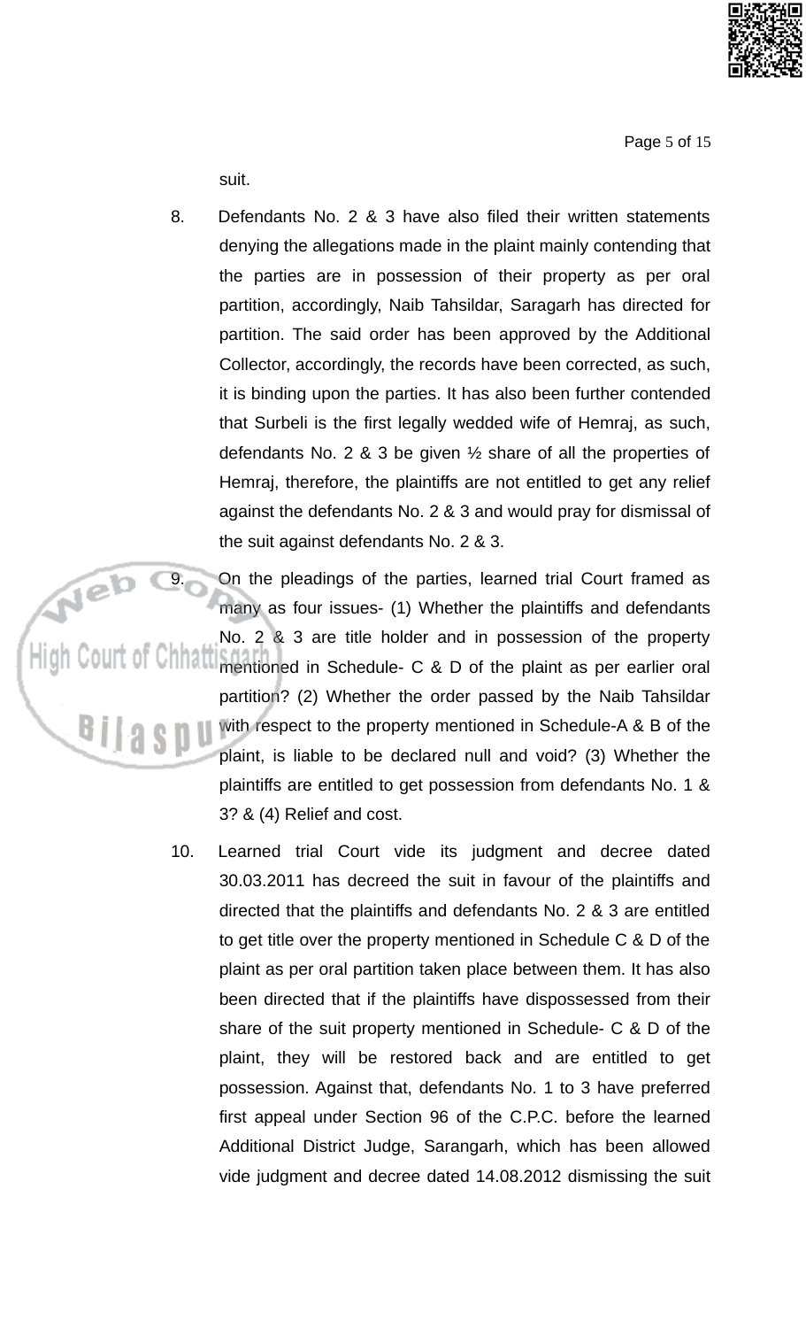suit.

8. Defendants No. 2 & 3 have also filed their written statements denying the allegations made in the plaint mainly contending that the parties are in possession of their property as per oral partition, accordingly, Naib Tahsildar, Saragarh has directed for partition. The said order has been approved by the Additional Collector, accordingly, the records have been corrected, as such, it is binding upon the parties. It has also been further contended that Surbeli is the first legally wedded wife of Hemraj, as such, defendants No. 2 & 3 be given ½ share of all the properties of Hemraj, therefore, the plaintiffs are not entitled to get any relief against the defendants No. 2 & 3 and would pray for dismissal of the suit against defendants No. 2 & 3.

9. On the pleadings of the parties, learned trial Court framed as many as four issues- (1) Whether the plaintiffs and defendants No. 2 & 3 are title holder and in possession of the property mentioned in Schedule- C & D of the plaint as per earlier oral partition? (2) Whether the order passed by the Naib Tahsildar with respect to the property mentioned in Schedule-A & B of the plaint, is liable to be declared null and void? (3) Whether the plaintiffs are entitled to get possession from defendants No. 1 & 3? & (4) Relief and cost.

10. Learned trial Court vide its judgment and decree dated 30.03.2011 has decreed the suit in favour of the plaintiffs and directed that the plaintiffs and defendants No. 2 & 3 are entitled to get title over the property mentioned in Schedule C & D of the plaint as per oral partition taken place between them. It has also been directed that if the plaintiffs have dispossessed from their share of the suit property mentioned in Schedule- C & D of the plaint, they will be restored back and are entitled to get possession. Against that, defendants No. 1 to 3 have preferred first appeal under Section 96 of the C.P.C. before the learned Additional District Judge, Sarangarh, which has been allowed vide judgment and decree dated 14.08.2012 dismissing the suit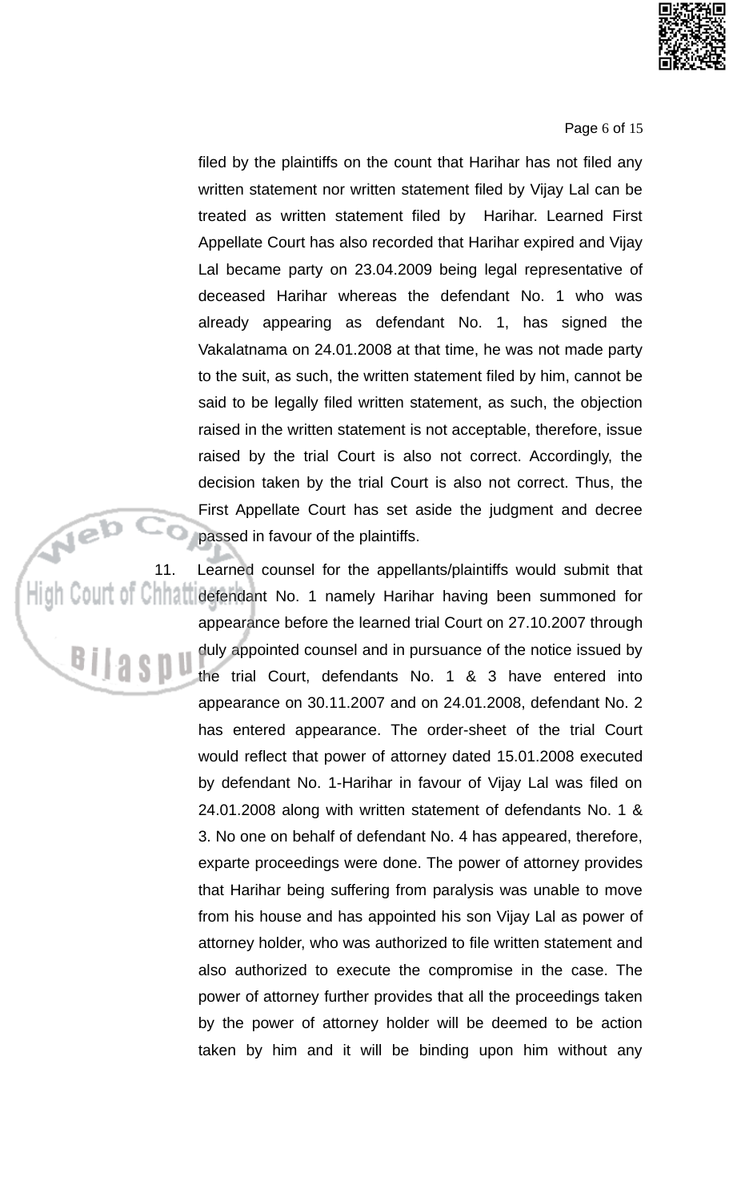filed by the plaintiffs on the count that Harihar has not filed any written statement nor written statement filed by Vijay Lal can be treated as written statement filed by Harihar. Learned First Appellate Court has also recorded that Harihar expired and Vijay Lal became party on 23.04.2009 being legal representative of deceased Harihar whereas the defendant No. 1 who was already appearing as defendant No. 1, has signed the Vakalatnama on 24.01.2008 at that time, he was not made party to the suit, as such, the written statement filed by him, cannot be said to be legally filed written statement, as such, the objection raised in the written statement is not acceptable, therefore, issue raised by the trial Court is also not correct. Accordingly, the decision taken by the trial Court is also not correct. Thus, the First Appellate Court has set aside the judgment and decree passed in favour of the plaintiffs.

11. Learned counsel for the appellants/plaintiffs would submit that defendant No. 1 namely Harihar having been summoned for appearance before the learned trial Court on 27.10.2007 through duly appointed counsel and in pursuance of the notice issued by the trial Court, defendants No. 1 & 3 have entered into appearance on 30.11.2007 and on 24.01.2008, defendant No. 2 has entered appearance. The order-sheet of the trial Court would reflect that power of attorney dated 15.01.2008 executed by defendant No. 1-Harihar in favour of Vijay Lal was filed on 24.01.2008 along with written statement of defendants No. 1 & 3. No one on behalf of defendant No. 4 has appeared, therefore, exparte proceedings were done. The power of attorney provides that Harihar being suffering from paralysis was unable to move from his house and has appointed his son Vijay Lal as power of attorney holder, who was authorized to file written statement and also authorized to execute the compromise in the case. The power of attorney further provides that all the proceedings taken by the power of attorney holder will be deemed to be action taken by him and it will be binding upon him without any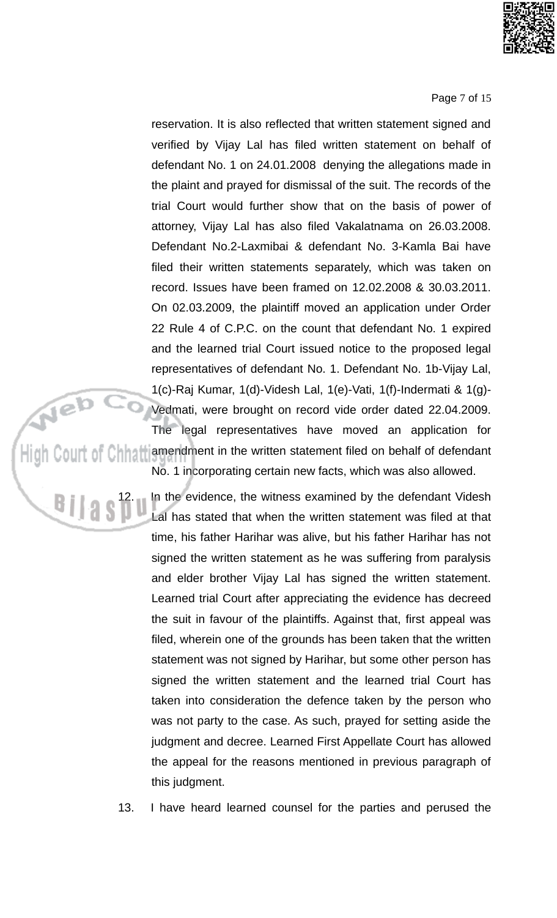reservation. It is also reflected that written statement signed and verified by Vijay Lal has filed written statement on behalf of defendant No. 1 on 24.01.2008 denying the allegations made in the plaint and prayed for dismissal of the suit. The records of the trial Court would further show that on the basis of power of attorney, Vijay Lal has also filed Vakalatnama on 26.03.2008. Defendant No.2-Laxmibai & defendant No. 3-Kamla Bai have filed their written statements separately, which was taken on record. Issues have been framed on 12.02.2008 & 30.03.2011. On 02.03.2009, the plaintiff moved an application under Order 22 Rule 4 of C.P.C. on the count that defendant No. 1 expired and the learned trial Court issued notice to the proposed legal representatives of defendant No. 1. Defendant No. 1b-Vijay Lal, 1(c)-Raj Kumar, 1(d)-Videsh Lal, 1(e)-Vati, 1(f)-Indermati & 1(g)-Vedmati, were brought on record vide order dated 22.04.2009. The legal representatives have moved an application for amendment in the written statement filed on behalf of defendant No. 1 incorporating certain new facts, which was also allowed.

12. In the evidence, the witness examined by the defendant Videsh Lal has stated that when the written statement was filed at that time, his father Harihar was alive, but his father Harihar has not signed the written statement as he was suffering from paralysis and elder brother Vijay Lal has signed the written statement. Learned trial Court after appreciating the evidence has decreed the suit in favour of the plaintiffs. Against that, first appeal was filed, wherein one of the grounds has been taken that the written statement was not signed by Harihar, but some other person has signed the written statement and the learned trial Court has taken into consideration the defence taken by the person who was not party to the case. As such, prayed for setting aside the judgment and decree. Learned First Appellate Court has allowed the appeal for the reasons mentioned in previous paragraph of this judgment.

13. I have heard learned counsel for the parties and perused the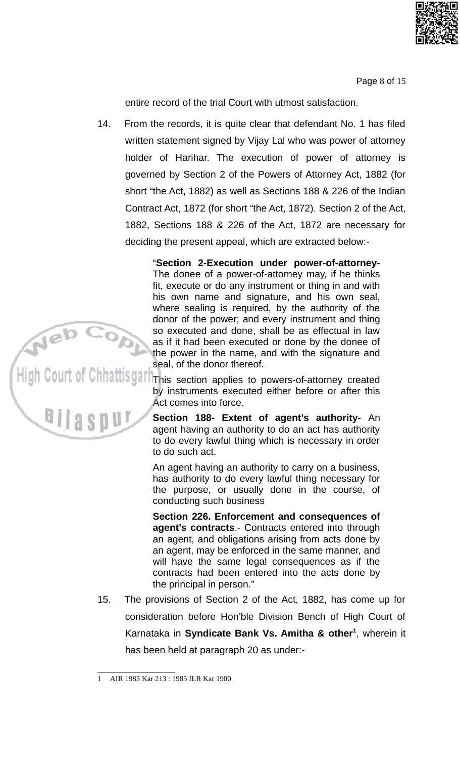entire record of the trial Court with utmost satisfaction.

14. From the records, it is quite clear that defendant No. 1 has filed written statement signed by Vijay Lal who was power of attorney holder of Harihar. The execution of power of attorney is governed by Section 2 of the Powers of Attorney Act, 1882 (for short "the Act, 1882) as well as Sections 188 & 226 of the Indian Contract Act, 1872 (for short "the Act, 1872). Section 2 of the Act, 1882, Sections 188 & 226 of the Act, 1872 are necessary for deciding the present appeal, which are extracted below:-

> "**Section 2-Execution under power-of-attorney-** The donee of a power-of-attorney may, if he thinks fit, execute or do any instrument or thing in and with his own name and signature, and his own seal, where sealing is required, by the authority of the donor of the power; and every instrument and thing so executed and done, shall be as effectual in law as if it had been executed or done by the donee of the power in the name, and with the signature and seal, of the donor thereof.
>
> This section applies to powers-of-attorney created by instruments executed either before or after this Act comes into force.
>
> **Section 188- Extent of agent's authority-** An agent having an authority to do an act has authority to do every lawful thing which is necessary in order to do such act.
>
> An agent having an authority to carry on a business, has authority to do every lawful thing necessary for the purpose, or usually done in the course, of conducting such business
>
> **Section 226. Enforcement and consequences of agent's contracts**.- Contracts entered into through an agent, and obligations arising from acts done by an agent, may be enforced in the same manner, and will have the same legal consequences as if the contracts had been entered into the acts done by the principal in person."

15. The provisions of Section 2 of the Act, 1882, has come up for consideration before Hon'ble Division Bench of High Court of Karnataka in **Syndicate Bank Vs. Amitha & other**[1], wherein it has been held at paragraph 20 as under:-

---

1 AIR 1985 Kar 213 : 1985 ILR Kar 1900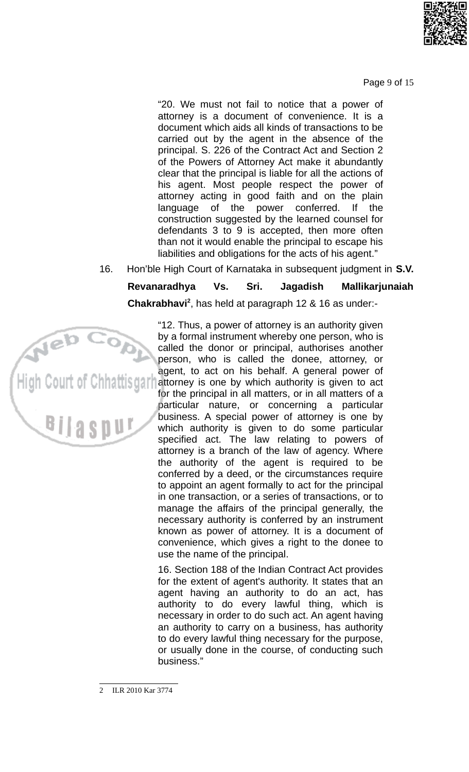> "20. We must not fail to notice that a power of attorney is a document of convenience. It is a document which aids all kinds of transactions to be carried out by the agent in the absence of the principal. S. 226 of the Contract Act and Section 2 of the Powers of Attorney Act make it abundantly clear that the principal is liable for all the actions of his agent. Most people respect the power of attorney acting in good faith and on the plain language of the power conferred. If the construction suggested by the learned counsel for defendants 3 to 9 is accepted, then more often than not it would enable the principal to escape his liabilities and obligations for the acts of his agent."

16. Hon'ble High Court of Karnataka in subsequent judgment in **S.V. Revanaradhya Vs. Sri. Jagadish Mallikarjunaiah Chakrabhavi**[2], has held at paragraph 12 & 16 as under:-

> "12. Thus, a power of attorney is an authority given by a formal instrument whereby one person, who is called the donor or principal, authorises another person, who is called the donee, attorney, or agent, to act on his behalf. A general power of attorney is one by which authority is given to act for the principal in all matters, or in all matters of a particular nature, or concerning a particular business. A special power of attorney is one by which authority is given to do some particular specified act. The law relating to powers of attorney is a branch of the law of agency. Where the authority of the agent is required to be conferred by a deed, or the circumstances require to appoint an agent formally to act for the principal in one transaction, or a series of transactions, or to manage the affairs of the principal generally, the necessary authority is conferred by an instrument known as power of attorney. It is a document of convenience, which gives a right to the donee to use the name of the principal.
>
> 16. Section 188 of the Indian Contract Act provides for the extent of agent's authority. It states that an agent having an authority to do an act, has authority to do every lawful thing, which is necessary in order to do such act. An agent having an authority to carry on a business, has authority to do every lawful thing necessary for the purpose, or usually done in the course, of conducting such business."

---

2 ILR 2010 Kar 3774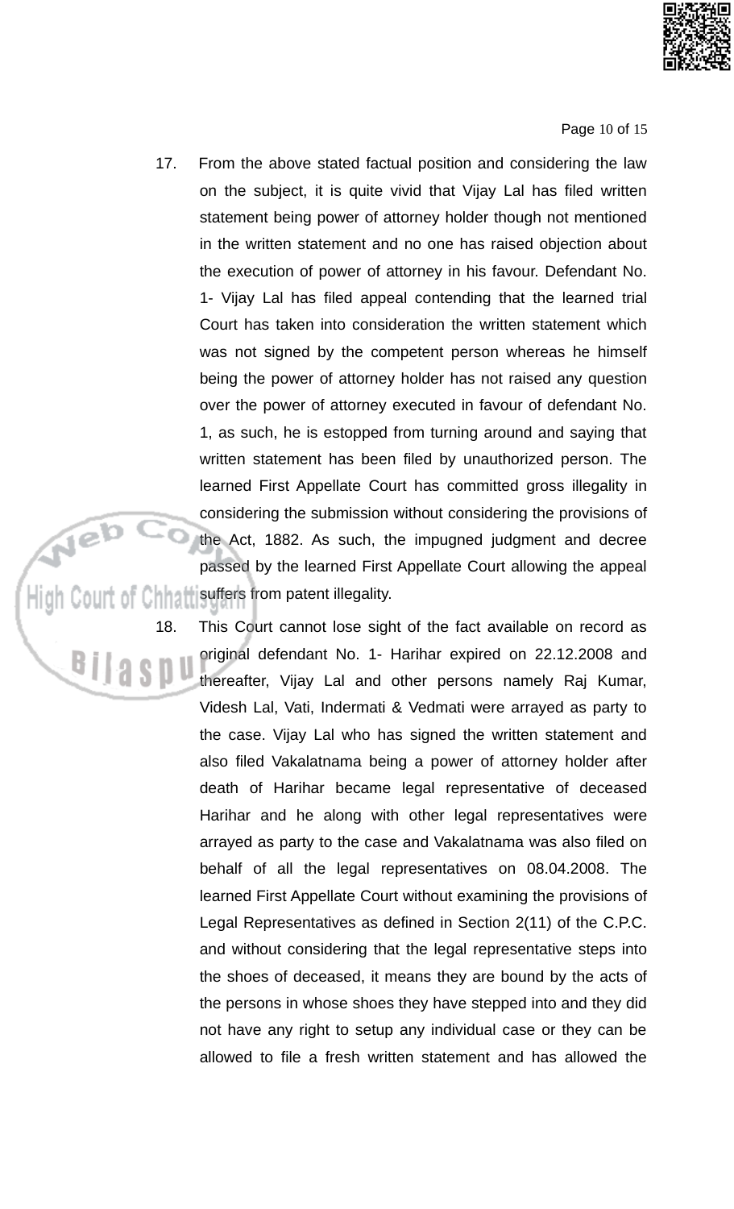17. From the above stated factual position and considering the law on the subject, it is quite vivid that Vijay Lal has filed written statement being power of attorney holder though not mentioned in the written statement and no one has raised objection about the execution of power of attorney in his favour. Defendant No. 1- Vijay Lal has filed appeal contending that the learned trial Court has taken into consideration the written statement which was not signed by the competent person whereas he himself being the power of attorney holder has not raised any question over the power of attorney executed in favour of defendant No. 1, as such, he is estopped from turning around and saying that written statement has been filed by unauthorized person. The learned First Appellate Court has committed gross illegality in considering the submission without considering the provisions of the Act, 1882. As such, the impugned judgment and decree passed by the learned First Appellate Court allowing the appeal suffers from patent illegality.

18. This Court cannot lose sight of the fact available on record as original defendant No. 1- Harihar expired on 22.12.2008 and thereafter, Vijay Lal and other persons namely Raj Kumar, Videsh Lal, Vati, Indermati & Vedmati were arrayed as party to the case. Vijay Lal who has signed the written statement and also filed Vakalatnama being a power of attorney holder after death of Harihar became legal representative of deceased Harihar and he along with other legal representatives were arrayed as party to the case and Vakalatnama was also filed on behalf of all the legal representatives on 08.04.2008. The learned First Appellate Court without examining the provisions of Legal Representatives as defined in Section 2(11) of the C.P.C. and without considering that the legal representative steps into the shoes of deceased, it means they are bound by the acts of the persons in whose shoes they have stepped into and they did not have any right to setup any individual case or they can be allowed to file a fresh written statement and has allowed the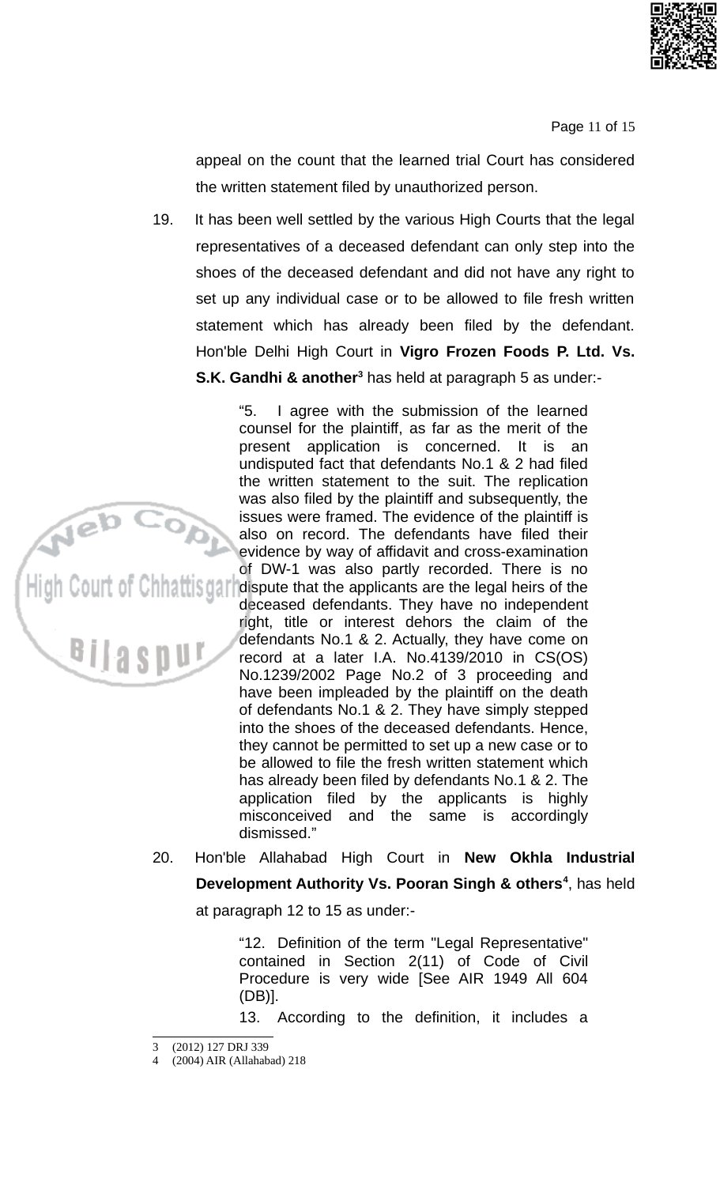appeal on the count that the learned trial Court has considered the written statement filed by unauthorized person.

19. It has been well settled by the various High Courts that the legal representatives of a deceased defendant can only step into the shoes of the deceased defendant and did not have any right to set up any individual case or to be allowed to file fresh written statement which has already been filed by the defendant. Hon'ble Delhi High Court in **Vigro Frozen Foods P. Ltd. Vs. S.K. Gandhi & another**[3] has held at paragraph 5 as under:-

> "5. I agree with the submission of the learned counsel for the plaintiff, as far as the merit of the present application is concerned. It is an undisputed fact that defendants No.1 & 2 had filed the written statement to the suit. The replication was also filed by the plaintiff and subsequently, the issues were framed. The evidence of the plaintiff is also on record. The defendants have filed their evidence by way of affidavit and cross-examination of DW-1 was also partly recorded. There is no dispute that the applicants are the legal heirs of the deceased defendants. They have no independent right, title or interest dehors the claim of the defendants No.1 & 2. Actually, they have come on record at a later I.A. No.4139/2010 in CS(OS) No.1239/2002 Page No.2 of 3 proceeding and have been impleaded by the plaintiff on the death of defendants No.1 & 2. They have simply stepped into the shoes of the deceased defendants. Hence, they cannot be permitted to set up a new case or to be allowed to file the fresh written statement which has already been filed by defendants No.1 & 2. The application filed by the applicants is highly misconceived and the same is accordingly dismissed."

20. Hon'ble Allahabad High Court in **New Okhla Industrial Development Authority Vs. Pooran Singh & others**[4], has held at paragraph 12 to 15 as under:-

> "12. Definition of the term "Legal Representative" contained in Section 2(11) of Code of Civil Procedure is very wide [See AIR 1949 All 604 (DB)].
>
> 13. According to the definition, it includes a

---

3 (2012) 127 DRJ 339

4 (2004) AIR (Allahabad) 218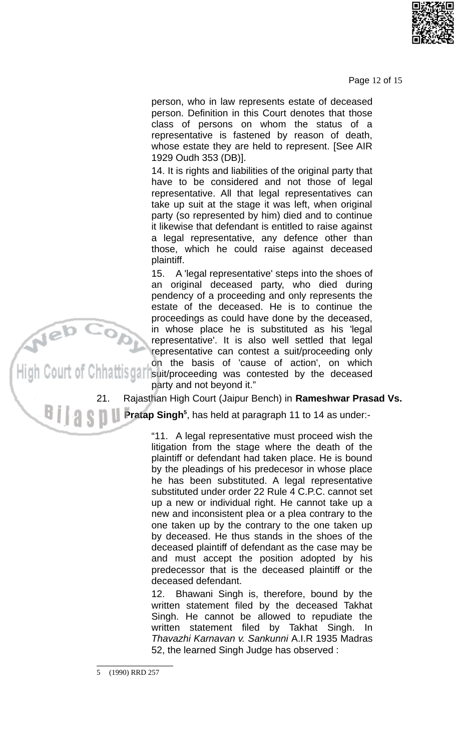person, who in law represents estate of deceased person. Definition in this Court denotes that those class of persons on whom the status of a representative is fastened by reason of death, whose estate they are held to represent. [See AIR 1929 Oudh 353 (DB)].

14. It is rights and liabilities of the original party that have to be considered and not those of legal representative. All that legal representatives can take up suit at the stage it was left, when original party (so represented by him) died and to continue it likewise that defendant is entitled to raise against a legal representative, any defence other than those, which he could raise against deceased plaintiff.

15. A 'legal representative' steps into the shoes of an original deceased party, who died during pendency of a proceeding and only represents the estate of the deceased. He is to continue the proceedings as could have done by the deceased, in whose place he is substituted as his 'legal representative'. It is also well settled that legal representative can contest a suit/proceeding only on the basis of 'cause of action', on which suit/proceeding was contested by the deceased party and not beyond it."

21. Rajasthan High Court (Jaipur Bench) in **Rameshwar Prasad Vs. Pratap Singh**[5], has held at paragraph 11 to 14 as under:-

> "11. A legal representative must proceed wish the litigation from the stage where the death of the plaintiff or defendant had taken place. He is bound by the pleadings of his predecesor in whose place he has been substituted. A legal representative substituted under order 22 Rule 4 C.P.C. cannot set up a new or individual right. He cannot take up a new and inconsistent plea or a plea contrary to the one taken up by the contrary to the one taken up by deceased. He thus stands in the shoes of the deceased plaintiff of defendant as the case may be and must accept the position adopted by his predecessor that is the deceased plaintiff or the deceased defendant.
>
> 12. Bhawani Singh is, therefore, bound by the written statement filed by the deceased Takhat Singh. He cannot be allowed to repudiate the written statement filed by Takhat Singh. In *Thavazhi Karnavan v. Sankunni* A.I.R 1935 Madras 52, the learned Singh Judge has observed :

5 (1990) RRD 257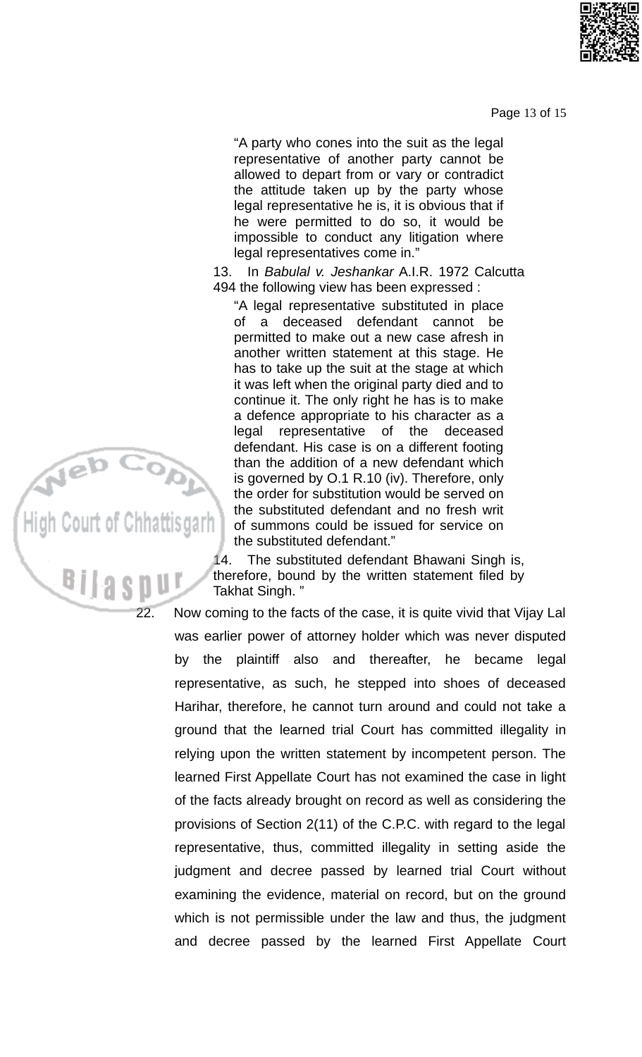> "A party who cones into the suit as the legal representative of another party cannot be allowed to depart from or vary or contradict the attitude taken up by the party whose legal representative he is, it is obvious that if he were permitted to do so, it would be impossible to conduct any litigation where legal representatives come in."

> 13. In *Babulal v. Jeshankar* A.I.R. 1972 Calcutta 494 the following view has been expressed :
>
> > "A legal representative substituted in place of a deceased defendant cannot be permitted to make out a new case afresh in another written statement at this stage. He has to take up the suit at the stage at which it was left when the original party died and to continue it. The only right he has is to make a defence appropriate to his character as a legal representative of the deceased defendant. His case is on a different footing than the addition of a new defendant which is governed by O.1 R.10 (iv). Therefore, only the order for substitution would be served on the substituted defendant and no fresh writ of summons could be issued for service on the substituted defendant."
>
> 14. The substituted defendant Bhawani Singh is, therefore, bound by the written statement filed by Takhat Singh. "

22. Now coming to the facts of the case, it is quite vivid that Vijay Lal was earlier power of attorney holder which was never disputed by the plaintiff also and thereafter, he became legal representative, as such, he stepped into shoes of deceased Harihar, therefore, he cannot turn around and could not take a ground that the learned trial Court has committed illegality in relying upon the written statement by incompetent person. The learned First Appellate Court has not examined the case in light of the facts already brought on record as well as considering the provisions of Section 2(11) of the C.P.C. with regard to the legal representative, thus, committed illegality in setting aside the judgment and decree passed by learned trial Court without examining the evidence, material on record, but on the ground which is not permissible under the law and thus, the judgment and decree passed by the learned First Appellate Court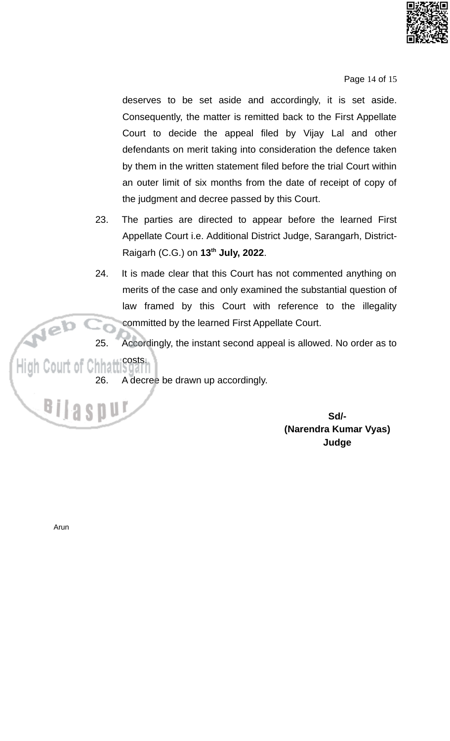deserves to be set aside and accordingly, it is set aside. Consequently, the matter is remitted back to the First Appellate Court to decide the appeal filed by Vijay Lal and other defendants on merit taking into consideration the defence taken by them in the written statement filed before the trial Court within an outer limit of six months from the date of receipt of copy of the judgment and decree passed by this Court.

23. The parties are directed to appear before the learned First Appellate Court i.e. Additional District Judge, Sarangarh, District-Raigarh (C.G.) on **13th July, 2022**.

24. It is made clear that this Court has not commented anything on merits of the case and only examined the substantial question of law framed by this Court with reference to the illegality committed by the learned First Appellate Court.

25. Accordingly, the instant second appeal is allowed. No order as to costs.

26. A decree be drawn up accordingly.

**Sd/-**
**(Narendra Kumar Vyas)**
**Judge**

Arun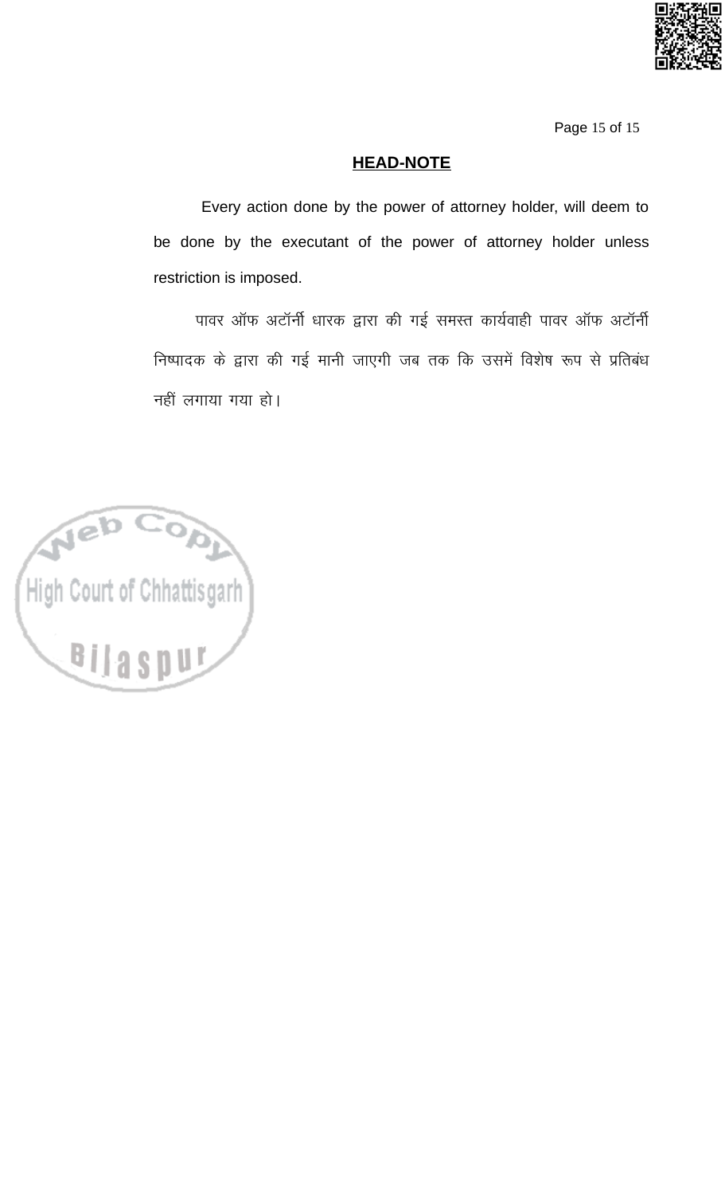## HEAD-NOTE

Every action done by the power of attorney holder, will deem to be done by the executant of the power of attorney holder unless restriction is imposed.

पावर ऑफ अटॉर्नी धारक द्वारा की गई समस्त कार्यवाही पावर ऑफ अटॉर्नी निष्पादक के द्वारा की गई मानी जाएगी जब तक कि उसमें विशेष रूप से प्रतिबंध नहीं लगाया गया हो।